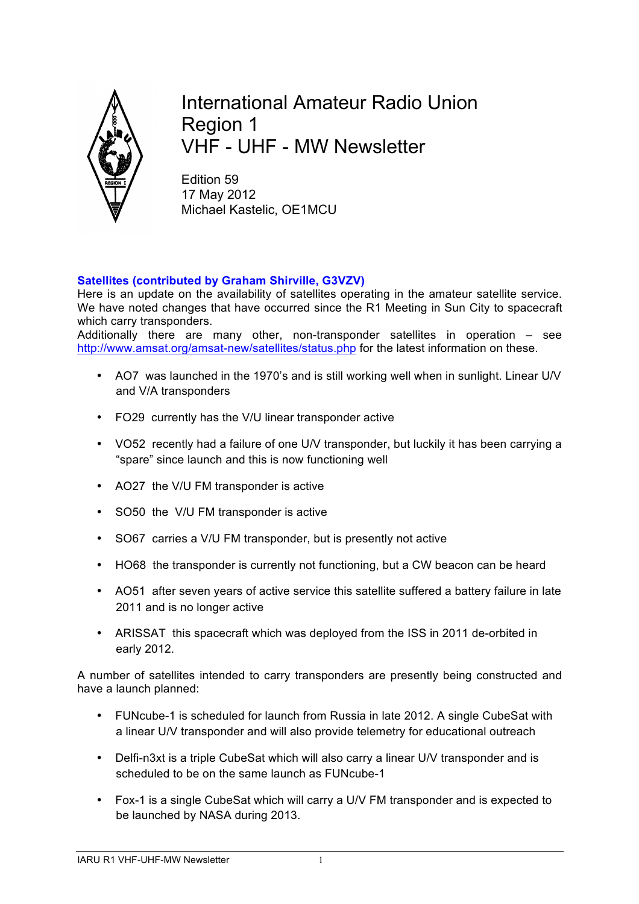# International Amateur Radio Union Region 1 VHF - UHF - MW Newsletter

Edition 59
17 May 2012
Michael Kastelic, OE1MCU

## Satellites (contributed by Graham Shirville, G3VZV)

Here is an update on the availability of satellites operating in the amateur satellite service. We have noted changes that have occurred since the R1 Meeting in Sun City to spacecraft which carry transponders.
Additionally there are many other, non-transponder satellites in operation – see http://www.amsat.org/amsat-new/satellites/status.php for the latest information on these.

- AO7 was launched in the 1970's and is still working well when in sunlight. Linear U/V and V/A transponders
- FO29 currently has the V/U linear transponder active
- VO52 recently had a failure of one U/V transponder, but luckily it has been carrying a "spare" since launch and this is now functioning well
- AO27 the V/U FM transponder is active
- SO50 the V/U FM transponder is active
- SO67 carries a V/U FM transponder, but is presently not active
- HO68 the transponder is currently not functioning, but a CW beacon can be heard
- AO51 after seven years of active service this satellite suffered a battery failure in late 2011 and is no longer active
- ARISSAT this spacecraft which was deployed from the ISS in 2011 de-orbited in early 2012.

A number of satellites intended to carry transponders are presently being constructed and have a launch planned:

- FUNcube-1 is scheduled for launch from Russia in late 2012. A single CubeSat with a linear U/V transponder and will also provide telemetry for educational outreach
- Delfi-n3xt is a triple CubeSat which will also carry a linear U/V transponder and is scheduled to be on the same launch as FUNcube-1
- Fox-1 is a single CubeSat which will carry a U/V FM transponder and is expected to be launched by NASA during 2013.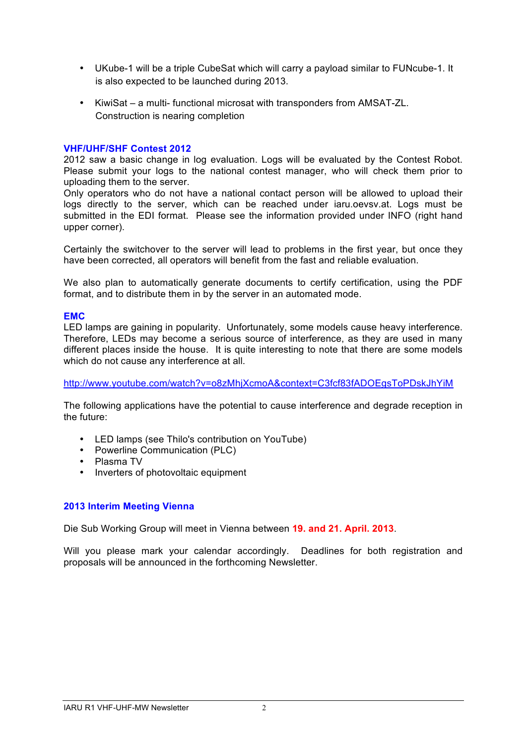- UKube-1 will be a triple CubeSat which will carry a payload similar to FUNcube-1. It is also expected to be launched during 2013.

- KiwiSat – a multi- functional microsat with transponders from AMSAT-ZL. Construction is nearing completion

### VHF/UHF/SHF Contest 2012

2012 saw a basic change in log evaluation. Logs will be evaluated by the Contest Robot. Please submit your logs to the national contest manager, who will check them prior to uploading them to the server.
Only operators who do not have a national contact person will be allowed to upload their logs directly to the server, which can be reached under iaru.oevsv.at. Logs must be submitted in the EDI format. Please see the information provided under INFO (right hand upper corner).

Certainly the switchover to the server will lead to problems in the first year, but once they have been corrected, all operators will benefit from the fast and reliable evaluation.

We also plan to automatically generate documents to certify certification, using the PDF format, and to distribute them in by the server in an automated mode.

### EMC

LED lamps are gaining in popularity. Unfortunately, some models cause heavy interference. Therefore, LEDs may become a serious source of interference, as they are used in many different places inside the house. It is quite interesting to note that there are some models which do not cause any interference at all.

http://www.youtube.com/watch?v=o8zMhjXcmoA&context=C3fcf83fADOEgsToPDskJhYiM

The following applications have the potential to cause interference and degrade reception in the future:

- LED lamps (see Thilo's contribution on YouTube)
- Powerline Communication (PLC)
- Plasma TV
- Inverters of photovoltaic equipment

### 2013 Interim Meeting Vienna

Die Sub Working Group will meet in Vienna between **19. and 21. April. 2013**.

Will you please mark your calendar accordingly. Deadlines for both registration and proposals will be announced in the forthcoming Newsletter.